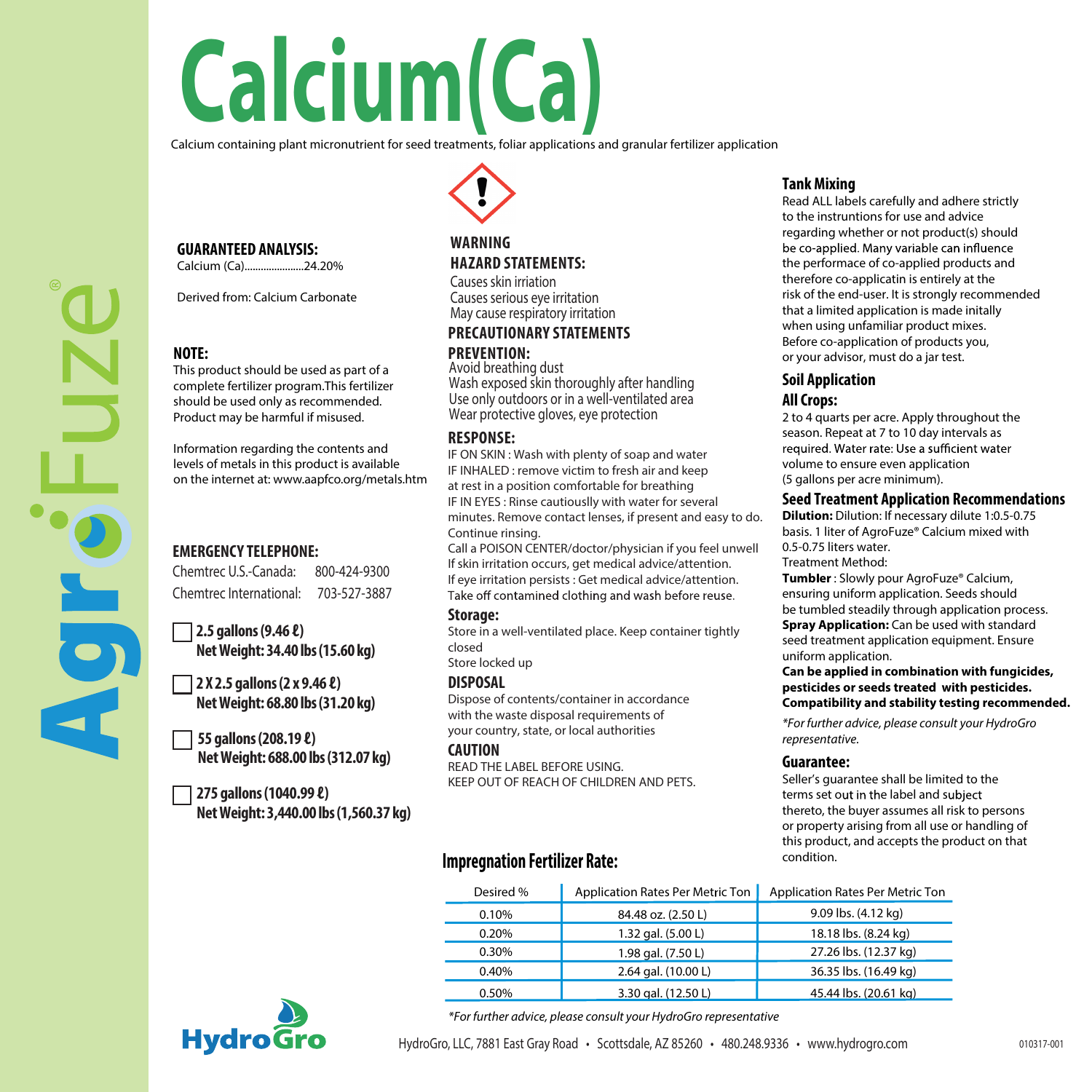# Calcium(Ca)

Calcium containing plant micronutrient for seed treatments, foliar applications and granular fertilizer application

AgroFuze®

**GUARANTEED ANALYSIS:**
Calcium (Ca)......................24.20%

Derived from: Calcium Carbonate

**NOTE:**
This product should be used as part of a complete fertilizer program.This fertilizer should be used only as recommended. Product may be harmful if misused.

Information regarding the contents and levels of metals in this product is available on the internet at: www.aapfco.org/metals.htm

**EMERGENCY TELEPHONE:**

Chemtrec U.S.-Canada: 800-424-9300
Chemtrec International: 703-527-3887

☐ **2.5 gallons (9.46 ℓ)**
**Net Weight: 34.40 lbs (15.60 kg)**

☐ **2 X 2.5 gallons (2 x 9.46 ℓ)**
**Net Weight: 68.80 lbs (31.20 kg)**

☐ **55 gallons (208.19 ℓ)**
**Net Weight: 688.00 lbs (312.07 kg)**

☐ **275 gallons (1040.99 ℓ)**
**Net Weight: 3,440.00 lbs (1,560.37 kg)**

**WARNING**

**HAZARD STATEMENTS:**

Causes skin irriation
Causes serious eye irritation
May cause respiratory irritation

**PRECAUTIONARY STATEMENTS**

**PREVENTION:**

Avoid breathing dust
Wash exposed skin thoroughly after handling
Use only outdoors or in a well-ventilated area
Wear protective gloves, eye protection

**RESPONSE:**

IF ON SKIN : Wash with plenty of soap and water
IF INHALED : remove victim to fresh air and keep at rest in a position comfortable for breathing
IF IN EYES : Rinse cautiouslly with water for several minutes. Remove contact lenses, if present and easy to do. Continue rinsing.
Call a POISON CENTER/doctor/physician if you feel unwell
If skin irritation occurs, get medical advice/attention.
If eye irritation persists : Get medical advice/attention.
Take off contamined clothing and wash before reuse.

**Storage:**

Store in a well-ventilated place. Keep container tightly closed
Store locked up

**DISPOSAL**

Dispose of contents/container in accordance with the waste disposal requirements of your country, state, or local authorities

**CAUTION**

READ THE LABEL BEFORE USING.
KEEP OUT OF REACH OF CHILDREN AND PETS.

**Tank Mixing**

Read ALL labels carefully and adhere strictly to the instruntions for use and advice regarding whether or not product(s) should be co-applied. Many variable can influence the performace of co-applied products and therefore co-applicatin is entirely at the risk of the end-user. It is strongly recommended that a limited application is made initally when using unfamiliar product mixes. Before co-application of products you, or your advisor, must do a jar test.

**Soil Application**

**All Crops:**

2 to 4 quarts per acre. Apply throughout the season. Repeat at 7 to 10 day intervals as required. Water rate: Use a sufficient water volume to ensure even application (5 gallons per acre minimum).

**Seed Treatment Application Recommendations**

**Dilution:** Dilution: If necessary dilute 1:0.5-0.75 basis. 1 liter of AgroFuze® Calcium mixed with 0.5-0.75 liters water.
Treatment Method:
**Tumbler** : Slowly pour AgroFuze® Calcium, ensuring uniform application. Seeds should be tumbled steadily through application process.
**Spray Application:** Can be used with standard seed treatment application equipment. Ensure uniform application.
**Can be applied in combination with fungicides, pesticides or seeds treated with pesticides. Compatibility and stability testing recommended.**

*\*For further advice, please consult your HydroGro representative.*

**Guarantee:**

Seller's guarantee shall be limited to the terms set out in the label and subject thereto, the buyer assumes all risk to persons or property arising from all use or handling of this product, and accepts the product on that condition.

**Impregnation Fertilizer Rate:**

| Desired % | Application Rates Per Metric Ton | Application Rates Per Metric Ton |
|---|---|---|
| 0.10% | 84.48 oz. (2.50 L) | 9.09 lbs. (4.12 kg) |
| 0.20% | 1.32 gal. (5.00 L) | 18.18 lbs. (8.24 kg) |
| 0.30% | 1.98 gal. (7.50 L) | 27.26 lbs. (12.37 kg) |
| 0.40% | 2.64 gal. (10.00 L) | 36.35 lbs. (16.49 kg) |
| 0.50% | 3.30 gal. (12.50 L) | 45.44 lbs. (20.61 kg) |

*\*For further advice, please consult your HydroGro representative*

HydroGro

HydroGro, LLC, 7881 East Gray Road • Scottsdale, AZ 85260 • 480.248.9336 • www.hydrogro.com

010317-001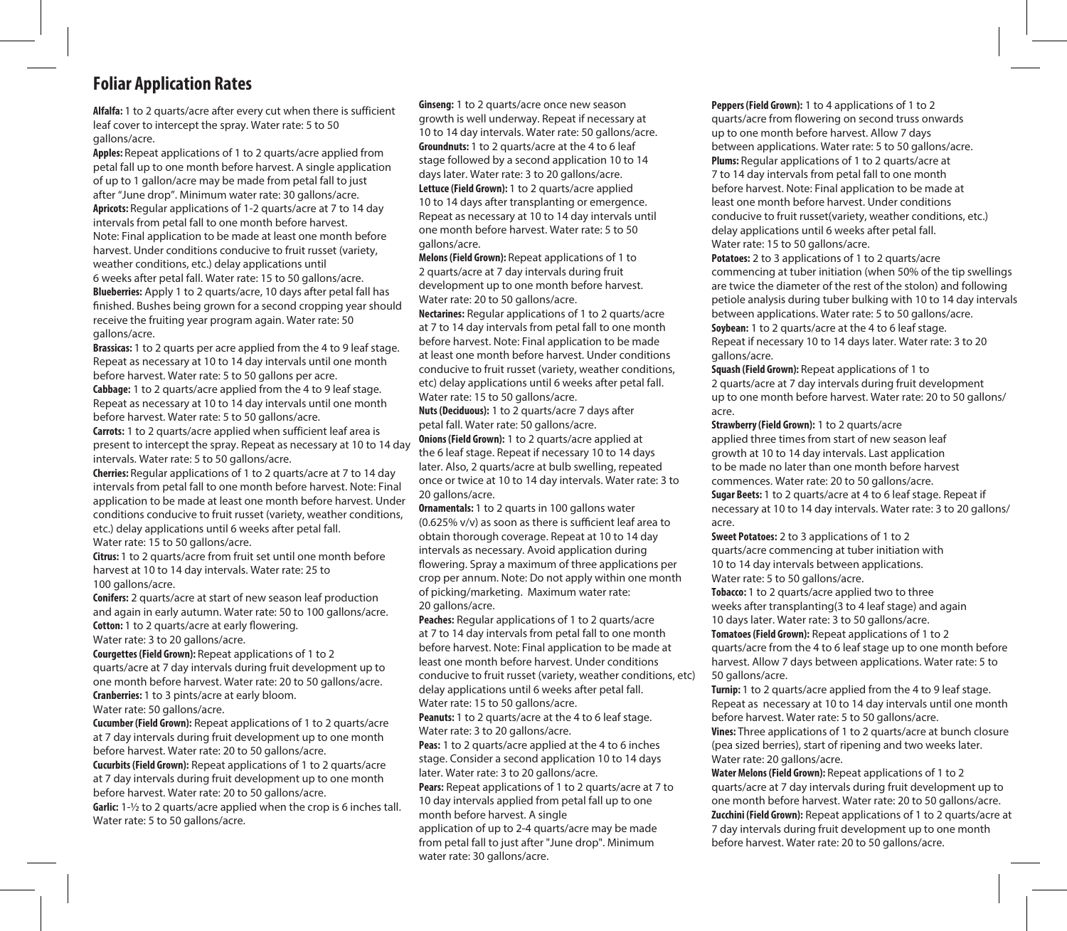## Foliar Application Rates

**Alfalfa:** 1 to 2 quarts/acre after every cut when there is sufficient leaf cover to intercept the spray. Water rate: 5 to 50 gallons/acre.

**Apples:** Repeat applications of 1 to 2 quarts/acre applied from petal fall up to one month before harvest. A single application of up to 1 gallon/acre may be made from petal fall to just after "June drop". Minimum water rate: 30 gallons/acre.

**Apricots:** Regular applications of 1-2 quarts/acre at 7 to 14 day intervals from petal fall to one month before harvest. Note: Final application to be made at least one month before harvest. Under conditions conducive to fruit russet (variety, weather conditions, etc.) delay applications until 6 weeks after petal fall. Water rate: 15 to 50 gallons/acre.

**Blueberries:** Apply 1 to 2 quarts/acre, 10 days after petal fall has finished. Bushes being grown for a second cropping year should receive the fruiting year program again. Water rate: 50 gallons/acre.

**Brassicas:** 1 to 2 quarts per acre applied from the 4 to 9 leaf stage. Repeat as necessary at 10 to 14 day intervals until one month before harvest. Water rate: 5 to 50 gallons per acre.

**Cabbage:** 1 to 2 quarts/acre applied from the 4 to 9 leaf stage. Repeat as necessary at 10 to 14 day intervals until one month before harvest. Water rate: 5 to 50 gallons/acre.

**Carrots:** 1 to 2 quarts/acre applied when sufficient leaf area is present to intercept the spray. Repeat as necessary at 10 to 14 day intervals. Water rate: 5 to 50 gallons/acre.

**Cherries:** Regular applications of 1 to 2 quarts/acre at 7 to 14 day intervals from petal fall to one month before harvest. Note: Final application to be made at least one month before harvest. Under conditions conducive to fruit russet (variety, weather conditions, etc.) delay applications until 6 weeks after petal fall. Water rate: 15 to 50 gallons/acre.

**Citrus:** 1 to 2 quarts/acre from fruit set until one month before harvest at 10 to 14 day intervals. Water rate: 25 to 100 gallons/acre.

**Conifers:** 2 quarts/acre at start of new season leaf production and again in early autumn. Water rate: 50 to 100 gallons/acre.

**Cotton:** 1 to 2 quarts/acre at early flowering. Water rate: 3 to 20 gallons/acre.

**Courgettes (Field Grown):** Repeat applications of 1 to 2 quarts/acre at 7 day intervals during fruit development up to one month before harvest. Water rate: 20 to 50 gallons/acre.

**Cranberries:** 1 to 3 pints/acre at early bloom. Water rate: 50 gallons/acre.

**Cucumber (Field Grown):** Repeat applications of 1 to 2 quarts/acre at 7 day intervals during fruit development up to one month before harvest. Water rate: 20 to 50 gallons/acre.

**Cucurbits (Field Grown):** Repeat applications of 1 to 2 quarts/acre at 7 day intervals during fruit development up to one month before harvest. Water rate: 20 to 50 gallons/acre.

**Garlic:** 1-½ to 2 quarts/acre applied when the crop is 6 inches tall. Water rate: 5 to 50 gallons/acre.

**Ginseng:** 1 to 2 quarts/acre once new season growth is well underway. Repeat if necessary at 10 to 14 day intervals. Water rate: 50 gallons/acre.

**Groundnuts:** 1 to 2 quarts/acre at the 4 to 6 leaf stage followed by a second application 10 to 14 days later. Water rate: 3 to 20 gallons/acre.

**Lettuce (Field Grown):** 1 to 2 quarts/acre applied 10 to 14 days after transplanting or emergence. Repeat as necessary at 10 to 14 day intervals until one month before harvest. Water rate: 5 to 50 gallons/acre.

**Melons (Field Grown):** Repeat applications of 1 to 2 quarts/acre at 7 day intervals during fruit development up to one month before harvest. Water rate: 20 to 50 gallons/acre.

**Nectarines:** Regular applications of 1 to 2 quarts/acre at 7 to 14 day intervals from petal fall to one month before harvest. Note: Final application to be made at least one month before harvest. Under conditions conducive to fruit russet (variety, weather conditions, etc) delay applications until 6 weeks after petal fall. Water rate: 15 to 50 gallons/acre.

**Nuts (Deciduous):** 1 to 2 quarts/acre 7 days after petal fall. Water rate: 50 gallons/acre.

**Onions (Field Grown):** 1 to 2 quarts/acre applied at the 6 leaf stage. Repeat if necessary 10 to 14 days later. Also, 2 quarts/acre at bulb swelling, repeated once or twice at 10 to 14 day intervals. Water rate: 3 to 20 gallons/acre.

**Ornamentals:** 1 to 2 quarts in 100 gallons water (0.625% v/v) as soon as there is sufficient leaf area to obtain thorough coverage. Repeat at 10 to 14 day intervals as necessary. Avoid application during flowering. Spray a maximum of three applications per crop per annum. Note: Do not apply within one month of picking/marketing. Maximum water rate: 20 gallons/acre.

**Peaches:** Regular applications of 1 to 2 quarts/acre at 7 to 14 day intervals from petal fall to one month before harvest. Note: Final application to be made at least one month before harvest. Under conditions conducive to fruit russet (variety, weather conditions, etc) delay applications until 6 weeks after petal fall. Water rate: 15 to 50 gallons/acre.

**Peanuts:** 1 to 2 quarts/acre at the 4 to 6 leaf stage. Water rate: 3 to 20 gallons/acre.

**Peas:** 1 to 2 quarts/acre applied at the 4 to 6 inches stage. Consider a second application 10 to 14 days later. Water rate: 3 to 20 gallons/acre.

**Pears:** Repeat applications of 1 to 2 quarts/acre at 7 to 10 day intervals applied from petal fall up to one month before harvest. A single application of up to 2-4 quarts/acre may be made from petal fall to just after "June drop". Minimum water rate: 30 gallons/acre.

**Peppers (Field Grown):** 1 to 4 applications of 1 to 2 quarts/acre from flowering on second truss onwards up to one month before harvest. Allow 7 days between applications. Water rate: 5 to 50 gallons/acre.

**Plums:** Regular applications of 1 to 2 quarts/acre at 7 to 14 day intervals from petal fall to one month before harvest. Note: Final application to be made at least one month before harvest. Under conditions conducive to fruit russet(variety, weather conditions, etc.) delay applications until 6 weeks after petal fall. Water rate: 15 to 50 gallons/acre.

**Potatoes:** 2 to 3 applications of 1 to 2 quarts/acre commencing at tuber initiation (when 50% of the tip swellings are twice the diameter of the rest of the stolon) and following petiole analysis during tuber bulking with 10 to 14 day intervals between applications. Water rate: 5 to 50 gallons/acre.

**Soybean:** 1 to 2 quarts/acre at the 4 to 6 leaf stage. Repeat if necessary 10 to 14 days later. Water rate: 3 to 20 gallons/acre.

**Squash (Field Grown):** Repeat applications of 1 to 2 quarts/acre at 7 day intervals during fruit development up to one month before harvest. Water rate: 20 to 50 gallons/acre.

**Strawberry (Field Grown):** 1 to 2 quarts/acre applied three times from start of new season leaf growth at 10 to 14 day intervals. Last application to be made no later than one month before harvest commences. Water rate: 20 to 50 gallons/acre.

**Sugar Beets:** 1 to 2 quarts/acre at 4 to 6 leaf stage. Repeat if necessary at 10 to 14 day intervals. Water rate: 3 to 20 gallons/acre.

**Sweet Potatoes:** 2 to 3 applications of 1 to 2 quarts/acre commencing at tuber initiation with 10 to 14 day intervals between applications. Water rate: 5 to 50 gallons/acre.

**Tobacco:** 1 to 2 quarts/acre applied two to three weeks after transplanting(3 to 4 leaf stage) and again 10 days later. Water rate: 3 to 50 gallons/acre.

**Tomatoes (Field Grown):** Repeat applications of 1 to 2 quarts/acre from the 4 to 6 leaf stage up to one month before harvest. Allow 7 days between applications. Water rate: 5 to 50 gallons/acre.

**Turnip:** 1 to 2 quarts/acre applied from the 4 to 9 leaf stage. Repeat as necessary at 10 to 14 day intervals until one month before harvest. Water rate: 5 to 50 gallons/acre.

**Vines:** Three applications of 1 to 2 quarts/acre at bunch closure (pea sized berries), start of ripening and two weeks later. Water rate: 20 gallons/acre.

**Water Melons (Field Grown):** Repeat applications of 1 to 2 quarts/acre at 7 day intervals during fruit development up to one month before harvest. Water rate: 20 to 50 gallons/acre.

**Zucchini (Field Grown):** Repeat applications of 1 to 2 quarts/acre at 7 day intervals during fruit development up to one month before harvest. Water rate: 20 to 50 gallons/acre.